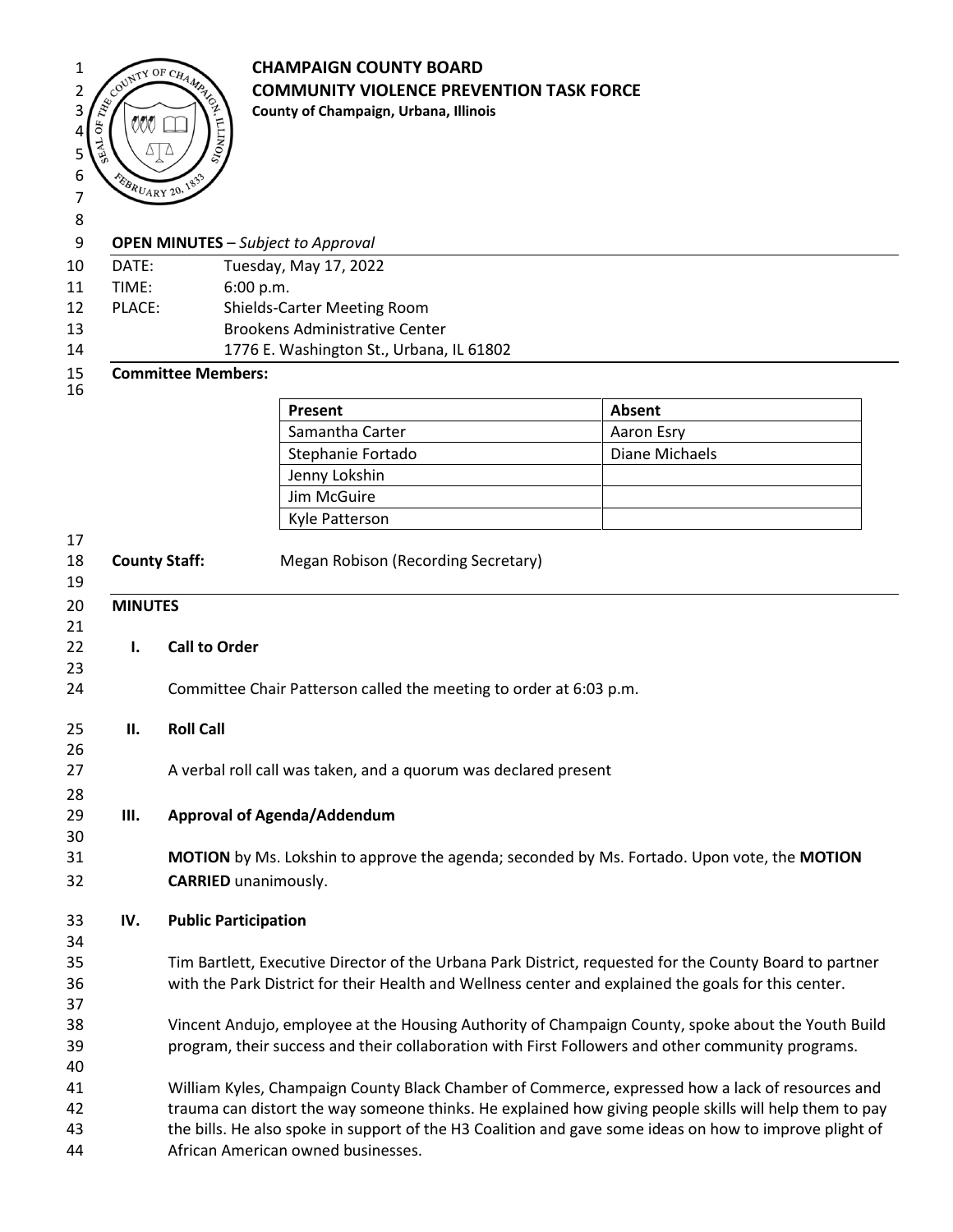# CHAMPAIGN COUNTY BOARD
## COMMUNITY VIOLENCE PREVENTION TASK FORCE

**County of Champaign, Urbana, Illinois**

**OPEN MINUTES** – *Subject to Approval*

DATE: Tuesday, May 17, 2022
TIME: 6:00 p.m.
PLACE: Shields-Carter Meeting Room
Brookens Administrative Center
1776 E. Washington St., Urbana, IL 61802

**Committee Members:**

| Present | Absent |
|---|---|
| Samantha Carter | Aaron Esry |
| Stephanie Fortado | Diane Michaels |
| Jenny Lokshin | |
| Jim McGuire | |
| Kyle Patterson | |

**County Staff:** Megan Robison (Recording Secretary)

## MINUTES

**I. Call to Order**

Committee Chair Patterson called the meeting to order at 6:03 p.m.

**II. Roll Call**

A verbal roll call was taken, and a quorum was declared present

**III. Approval of Agenda/Addendum**

**MOTION** by Ms. Lokshin to approve the agenda; seconded by Ms. Fortado. Upon vote, the **MOTION CARRIED** unanimously.

**IV. Public Participation**

Tim Bartlett, Executive Director of the Urbana Park District, requested for the County Board to partner with the Park District for their Health and Wellness center and explained the goals for this center.

Vincent Andujo, employee at the Housing Authority of Champaign County, spoke about the Youth Build program, their success and their collaboration with First Followers and other community programs.

William Kyles, Champaign County Black Chamber of Commerce, expressed how a lack of resources and trauma can distort the way someone thinks. He explained how giving people skills will help them to pay the bills. He also spoke in support of the H3 Coalition and gave some ideas on how to improve plight of African American owned businesses.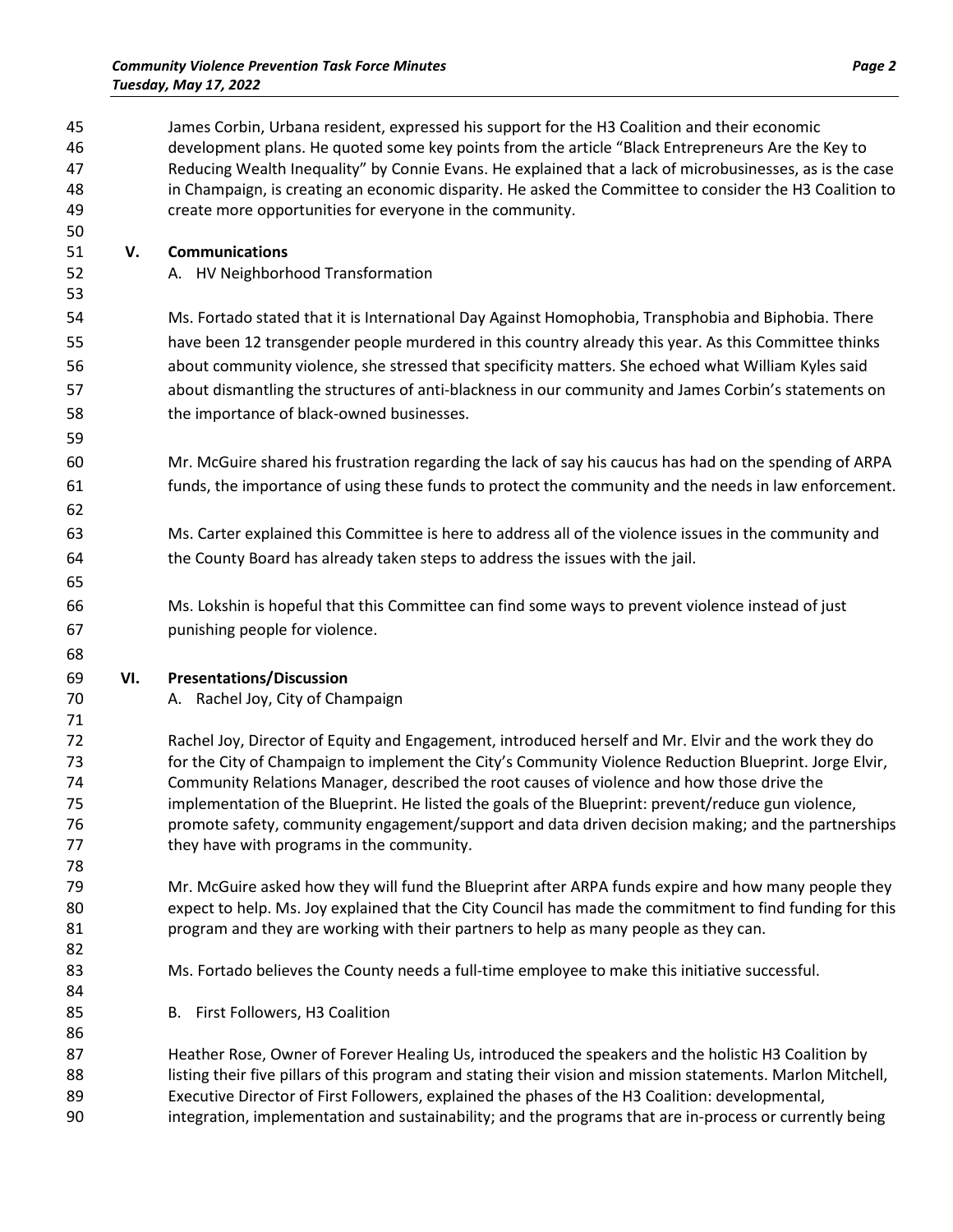James Corbin, Urbana resident, expressed his support for the H3 Coalition and their economic development plans. He quoted some key points from the article "Black Entrepreneurs Are the Key to Reducing Wealth Inequality" by Connie Evans. He explained that a lack of microbusinesses, as is the case in Champaign, is creating an economic disparity. He asked the Committee to consider the H3 Coalition to create more opportunities for everyone in the community.

## V. Communications

A. HV Neighborhood Transformation

Ms. Fortado stated that it is International Day Against Homophobia, Transphobia and Biphobia. There have been 12 transgender people murdered in this country already this year. As this Committee thinks about community violence, she stressed that specificity matters. She echoed what William Kyles said about dismantling the structures of anti-blackness in our community and James Corbin's statements on the importance of black-owned businesses.

Mr. McGuire shared his frustration regarding the lack of say his caucus has had on the spending of ARPA funds, the importance of using these funds to protect the community and the needs in law enforcement.

Ms. Carter explained this Committee is here to address all of the violence issues in the community and the County Board has already taken steps to address the issues with the jail.

Ms. Lokshin is hopeful that this Committee can find some ways to prevent violence instead of just punishing people for violence.

## VI. Presentations/Discussion

A. Rachel Joy, City of Champaign

Rachel Joy, Director of Equity and Engagement, introduced herself and Mr. Elvir and the work they do for the City of Champaign to implement the City's Community Violence Reduction Blueprint. Jorge Elvir, Community Relations Manager, described the root causes of violence and how those drive the implementation of the Blueprint. He listed the goals of the Blueprint: prevent/reduce gun violence, promote safety, community engagement/support and data driven decision making; and the partnerships they have with programs in the community.

Mr. McGuire asked how they will fund the Blueprint after ARPA funds expire and how many people they expect to help. Ms. Joy explained that the City Council has made the commitment to find funding for this program and they are working with their partners to help as many people as they can.

Ms. Fortado believes the County needs a full-time employee to make this initiative successful.

B. First Followers, H3 Coalition

Heather Rose, Owner of Forever Healing Us, introduced the speakers and the holistic H3 Coalition by listing their five pillars of this program and stating their vision and mission statements. Marlon Mitchell, Executive Director of First Followers, explained the phases of the H3 Coalition: developmental, integration, implementation and sustainability; and the programs that are in-process or currently being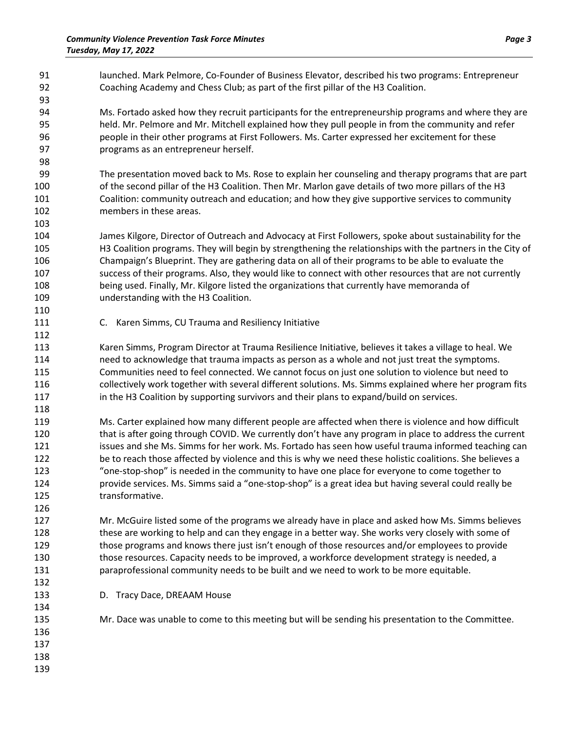launched. Mark Pelmore, Co-Founder of Business Elevator, described his two programs: Entrepreneur Coaching Academy and Chess Club; as part of the first pillar of the H3 Coalition.

Ms. Fortado asked how they recruit participants for the entrepreneurship programs and where they are held. Mr. Pelmore and Mr. Mitchell explained how they pull people in from the community and refer people in their other programs at First Followers. Ms. Carter expressed her excitement for these programs as an entrepreneur herself.

The presentation moved back to Ms. Rose to explain her counseling and therapy programs that are part of the second pillar of the H3 Coalition. Then Mr. Marlon gave details of two more pillars of the H3 Coalition: community outreach and education; and how they give supportive services to community members in these areas.

James Kilgore, Director of Outreach and Advocacy at First Followers, spoke about sustainability for the H3 Coalition programs. They will begin by strengthening the relationships with the partners in the City of Champaign's Blueprint. They are gathering data on all of their programs to be able to evaluate the success of their programs. Also, they would like to connect with other resources that are not currently being used. Finally, Mr. Kilgore listed the organizations that currently have memoranda of understanding with the H3 Coalition.

C. Karen Simms, CU Trauma and Resiliency Initiative

Karen Simms, Program Director at Trauma Resilience Initiative, believes it takes a village to heal. We need to acknowledge that trauma impacts as person as a whole and not just treat the symptoms. Communities need to feel connected. We cannot focus on just one solution to violence but need to collectively work together with several different solutions. Ms. Simms explained where her program fits in the H3 Coalition by supporting survivors and their plans to expand/build on services.

Ms. Carter explained how many different people are affected when there is violence and how difficult that is after going through COVID. We currently don't have any program in place to address the current issues and she Ms. Simms for her work. Ms. Fortado has seen how useful trauma informed teaching can be to reach those affected by violence and this is why we need these holistic coalitions. She believes a "one-stop-shop" is needed in the community to have one place for everyone to come together to provide services. Ms. Simms said a "one-stop-shop" is a great idea but having several could really be transformative.

Mr. McGuire listed some of the programs we already have in place and asked how Ms. Simms believes these are working to help and can they engage in a better way. She works very closely with some of those programs and knows there just isn't enough of those resources and/or employees to provide those resources. Capacity needs to be improved, a workforce development strategy is needed, a paraprofessional community needs to be built and we need to work to be more equitable.

D. Tracy Dace, DREAAM House

Mr. Dace was unable to come to this meeting but will be sending his presentation to the Committee.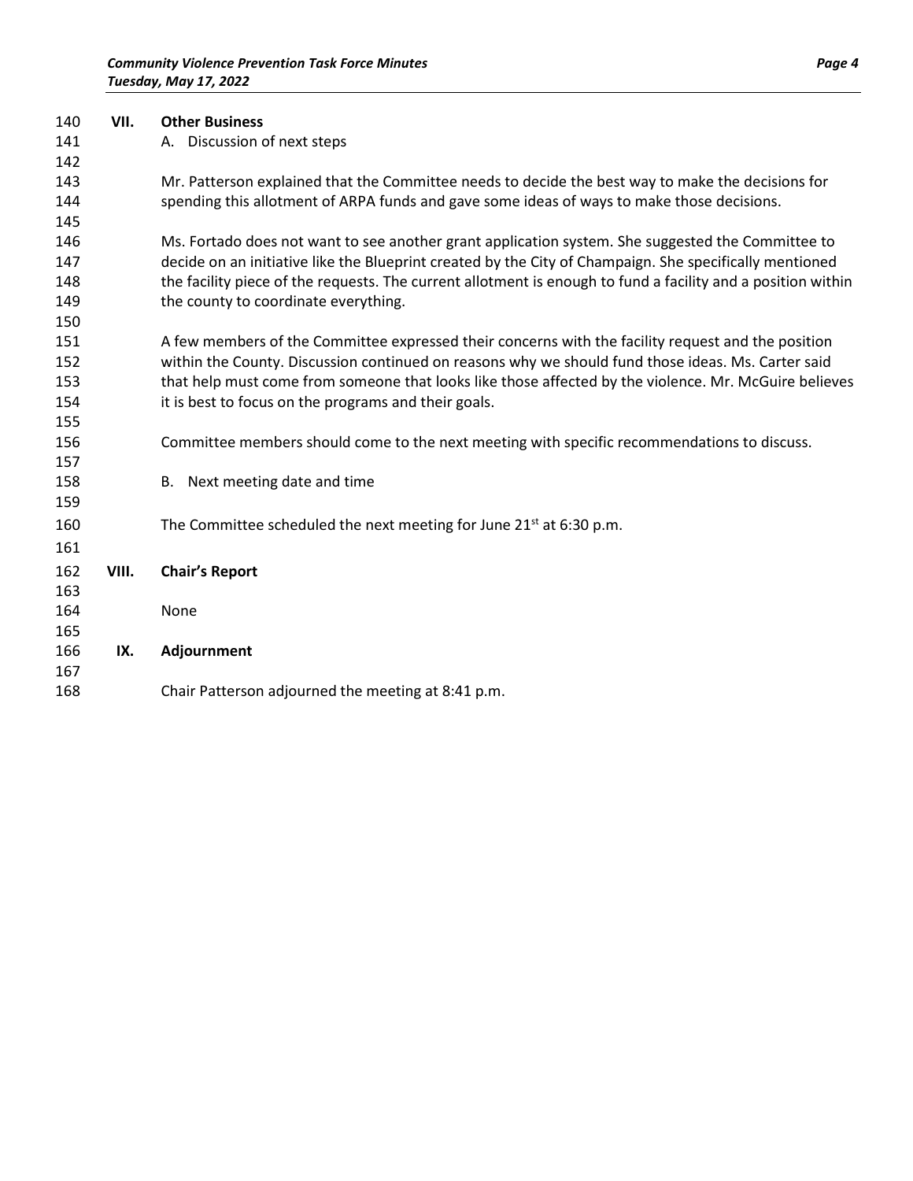## VII. Other Business

A. Discussion of next steps

Mr. Patterson explained that the Committee needs to decide the best way to make the decisions for spending this allotment of ARPA funds and gave some ideas of ways to make those decisions.

Ms. Fortado does not want to see another grant application system. She suggested the Committee to decide on an initiative like the Blueprint created by the City of Champaign. She specifically mentioned the facility piece of the requests. The current allotment is enough to fund a facility and a position within the county to coordinate everything.

A few members of the Committee expressed their concerns with the facility request and the position within the County. Discussion continued on reasons why we should fund those ideas. Ms. Carter said that help must come from someone that looks like those affected by the violence. Mr. McGuire believes it is best to focus on the programs and their goals.

Committee members should come to the next meeting with specific recommendations to discuss.

B. Next meeting date and time

The Committee scheduled the next meeting for June 21st at 6:30 p.m.

## VIII. Chair's Report

None

## IX. Adjournment

Chair Patterson adjourned the meeting at 8:41 p.m.